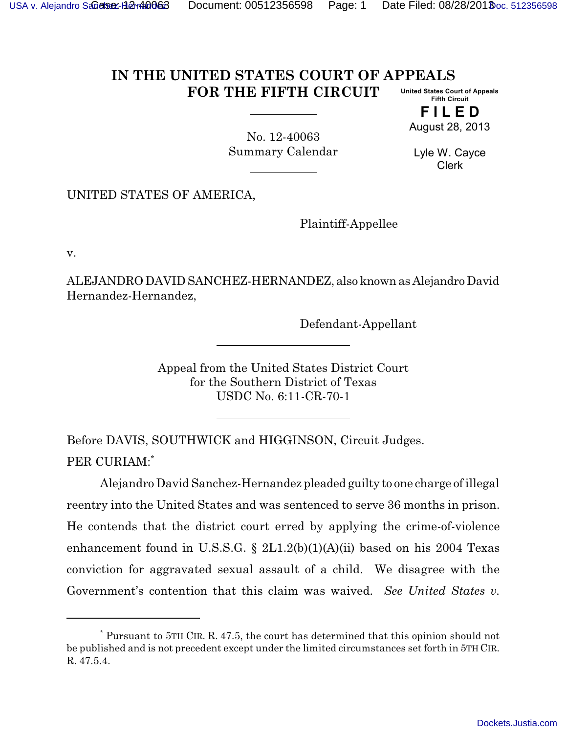# IN THE UNITED STATES COURT OF APPEALS FOR THE FIFTH CIRCUIT

United States Court of Appeals
Fifth Circuit

**FILED**

August 28, 2013

Lyle W. Cayce
Clerk

No. 12-40063
Summary Calendar

UNITED STATES OF AMERICA,

Plaintiff-Appellee

v.

ALEJANDRO DAVID SANCHEZ-HERNANDEZ, also known as Alejandro David Hernandez-Hernandez,

Defendant-Appellant

Appeal from the United States District Court
for the Southern District of Texas
USDC No. 6:11-CR-70-1

Before DAVIS, SOUTHWICK and HIGGINSON, Circuit Judges.

PER CURIAM:*

Alejandro David Sanchez-Hernandez pleaded guilty to one charge of illegal reentry into the United States and was sentenced to serve 36 months in prison. He contends that the district court erred by applying the crime-of-violence enhancement found in U.S.S.G. § 2L1.2(b)(1)(A)(ii) based on his 2004 Texas conviction for aggravated sexual assault of a child. We disagree with the Government's contention that this claim was waived. *See United States v.*

---

* Pursuant to 5TH CIR. R. 47.5, the court has determined that this opinion should not be published and is not precedent except under the limited circumstances set forth in 5TH CIR. R. 47.5.4.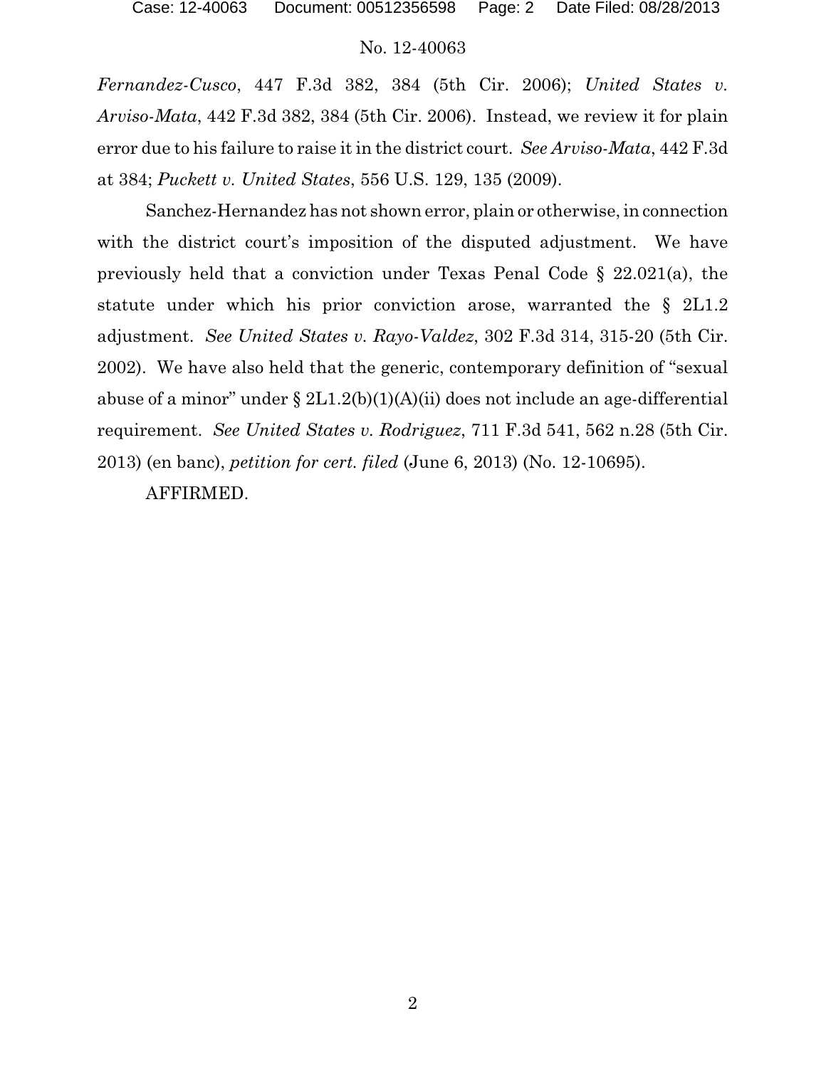*Fernandez-Cusco*, 447 F.3d 382, 384 (5th Cir. 2006); *United States v. Arviso-Mata*, 442 F.3d 382, 384 (5th Cir. 2006). Instead, we review it for plain error due to his failure to raise it in the district court. *See Arviso-Mata*, 442 F.3d at 384; *Puckett v. United States*, 556 U.S. 129, 135 (2009).

Sanchez-Hernandez has not shown error, plain or otherwise, in connection with the district court's imposition of the disputed adjustment. We have previously held that a conviction under Texas Penal Code § 22.021(a), the statute under which his prior conviction arose, warranted the § 2L1.2 adjustment. *See United States v. Rayo-Valdez*, 302 F.3d 314, 315-20 (5th Cir. 2002). We have also held that the generic, contemporary definition of "sexual abuse of a minor" under § 2L1.2(b)(1)(A)(ii) does not include an age-differential requirement. *See United States v. Rodriguez*, 711 F.3d 541, 562 n.28 (5th Cir. 2013) (en banc), *petition for cert. filed* (June 6, 2013) (No. 12-10695).

AFFIRMED.